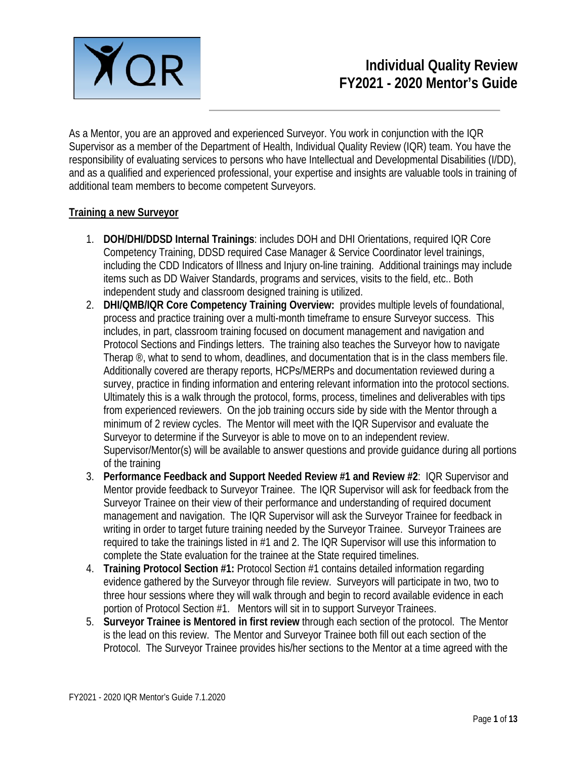# Individual Quality Review
# FY2021 - 2020 Mentor's Guide

As a Mentor, you are an approved and experienced Surveyor. You work in conjunction with the IQR Supervisor as a member of the Department of Health, Individual Quality Review (IQR) team. You have the responsibility of evaluating services to persons who have Intellectual and Developmental Disabilities (I/DD), and as a qualified and experienced professional, your expertise and insights are valuable tools in training of additional team members to become competent Surveyors.

**Training a new Surveyor**

1. **DOH/DHI/DDSD Internal Trainings**: includes DOH and DHI Orientations, required IQR Core Competency Training, DDSD required Case Manager & Service Coordinator level trainings, including the CDD Indicators of Illness and Injury on-line training. Additional trainings may include items such as DD Waiver Standards, programs and services, visits to the field, etc.. Both independent study and classroom designed training is utilized.
2. **DHI/QMB/IQR Core Competency Training Overview:** provides multiple levels of foundational, process and practice training over a multi-month timeframe to ensure Surveyor success. This includes, in part, classroom training focused on document management and navigation and Protocol Sections and Findings letters. The training also teaches the Surveyor how to navigate Therap ®, what to send to whom, deadlines, and documentation that is in the class members file. Additionally covered are therapy reports, HCPs/MERPs and documentation reviewed during a survey, practice in finding information and entering relevant information into the protocol sections. Ultimately this is a walk through the protocol, forms, process, timelines and deliverables with tips from experienced reviewers. On the job training occurs side by side with the Mentor through a minimum of 2 review cycles. The Mentor will meet with the IQR Supervisor and evaluate the Surveyor to determine if the Surveyor is able to move on to an independent review. Supervisor/Mentor(s) will be available to answer questions and provide guidance during all portions of the training
3. **Performance Feedback and Support Needed Review #1 and Review #2**: IQR Supervisor and Mentor provide feedback to Surveyor Trainee. The IQR Supervisor will ask for feedback from the Surveyor Trainee on their view of their performance and understanding of required document management and navigation. The IQR Supervisor will ask the Surveyor Trainee for feedback in writing in order to target future training needed by the Surveyor Trainee. Surveyor Trainees are required to take the trainings listed in #1 and 2. The IQR Supervisor will use this information to complete the State evaluation for the trainee at the State required timelines.
4. **Training Protocol Section #1:** Protocol Section #1 contains detailed information regarding evidence gathered by the Surveyor through file review. Surveyors will participate in two, two to three hour sessions where they will walk through and begin to record available evidence in each portion of Protocol Section #1. Mentors will sit in to support Surveyor Trainees.
5. **Surveyor Trainee is Mentored in first review** through each section of the protocol. The Mentor is the lead on this review. The Mentor and Surveyor Trainee both fill out each section of the Protocol. The Surveyor Trainee provides his/her sections to the Mentor at a time agreed with the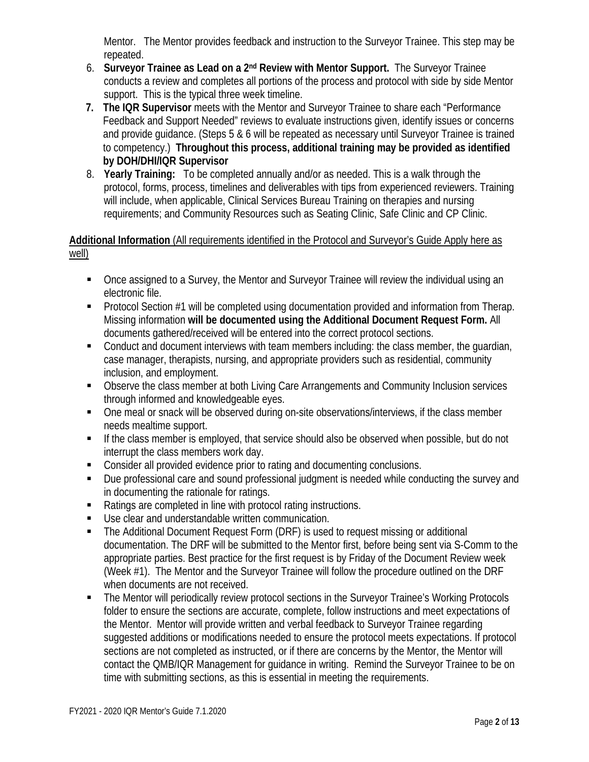Mentor. The Mentor provides feedback and instruction to the Surveyor Trainee. This step may be repeated.

6. **Surveyor Trainee as Lead on a 2nd Review with Mentor Support.** The Surveyor Trainee conducts a review and completes all portions of the process and protocol with side by side Mentor support. This is the typical three week timeline.
7. **The IQR Supervisor** meets with the Mentor and Surveyor Trainee to share each "Performance Feedback and Support Needed" reviews to evaluate instructions given, identify issues or concerns and provide guidance. (Steps 5 & 6 will be repeated as necessary until Surveyor Trainee is trained to competency.) **Throughout this process, additional training may be provided as identified by DOH/DHI/IQR Supervisor**
8. **Yearly Training:** To be completed annually and/or as needed. This is a walk through the protocol, forms, process, timelines and deliverables with tips from experienced reviewers. Training will include, when applicable, Clinical Services Bureau Training on therapies and nursing requirements; and Community Resources such as Seating Clinic, Safe Clinic and CP Clinic.

**Additional Information** (All requirements identified in the Protocol and Surveyor's Guide Apply here as well)

- Once assigned to a Survey, the Mentor and Surveyor Trainee will review the individual using an electronic file.
- Protocol Section #1 will be completed using documentation provided and information from Therap. Missing information **will be documented using the Additional Document Request Form.** All documents gathered/received will be entered into the correct protocol sections.
- Conduct and document interviews with team members including: the class member, the guardian, case manager, therapists, nursing, and appropriate providers such as residential, community inclusion, and employment.
- Observe the class member at both Living Care Arrangements and Community Inclusion services through informed and knowledgeable eyes.
- One meal or snack will be observed during on-site observations/interviews, if the class member needs mealtime support.
- If the class member is employed, that service should also be observed when possible, but do not interrupt the class members work day.
- Consider all provided evidence prior to rating and documenting conclusions.
- Due professional care and sound professional judgment is needed while conducting the survey and in documenting the rationale for ratings.
- Ratings are completed in line with protocol rating instructions.
- Use clear and understandable written communication.
- The Additional Document Request Form (DRF) is used to request missing or additional documentation. The DRF will be submitted to the Mentor first, before being sent via S-Comm to the appropriate parties. Best practice for the first request is by Friday of the Document Review week (Week #1). The Mentor and the Surveyor Trainee will follow the procedure outlined on the DRF when documents are not received.
- The Mentor will periodically review protocol sections in the Surveyor Trainee's Working Protocols folder to ensure the sections are accurate, complete, follow instructions and meet expectations of the Mentor. Mentor will provide written and verbal feedback to Surveyor Trainee regarding suggested additions or modifications needed to ensure the protocol meets expectations. If protocol sections are not completed as instructed, or if there are concerns by the Mentor, the Mentor will contact the QMB/IQR Management for guidance in writing. Remind the Surveyor Trainee to be on time with submitting sections, as this is essential in meeting the requirements.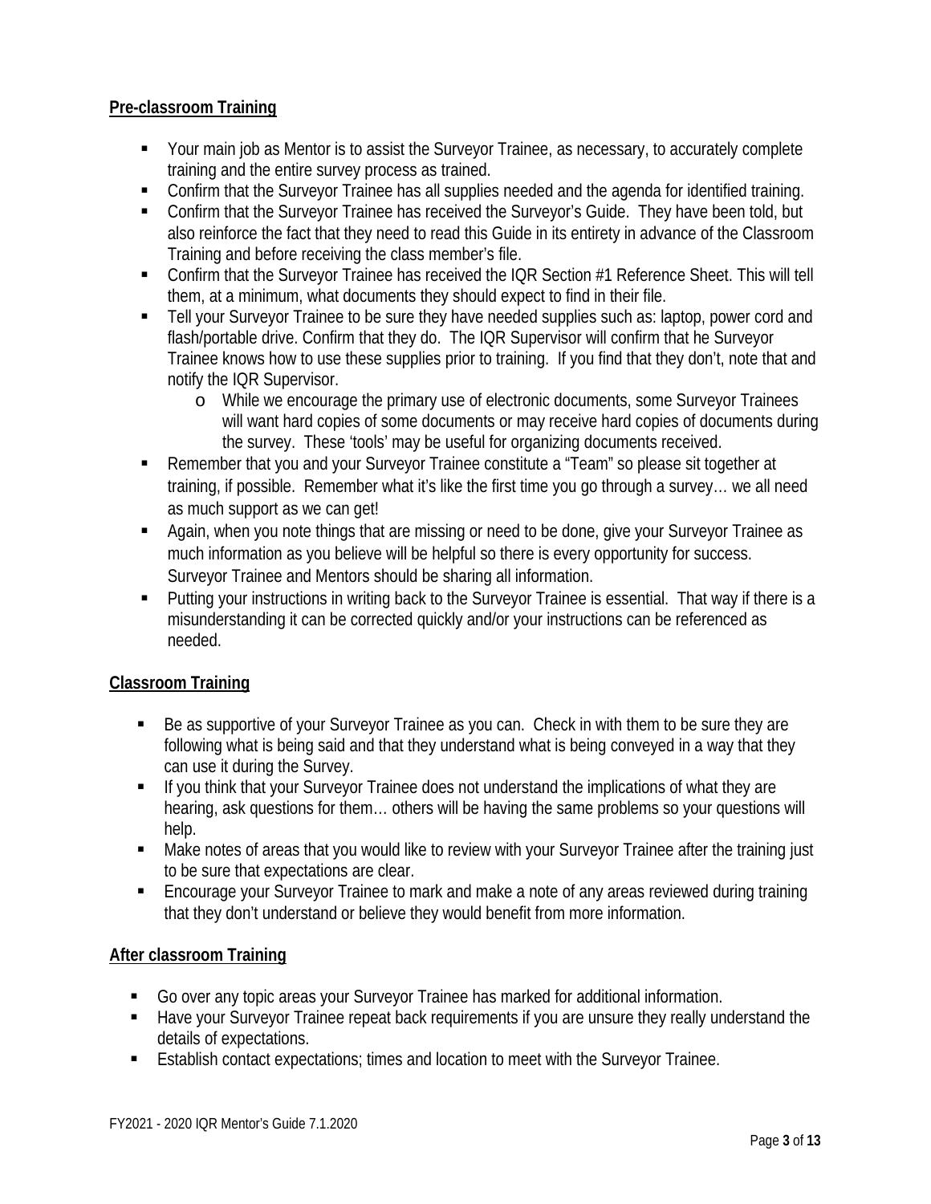**Pre-classroom Training**

- Your main job as Mentor is to assist the Surveyor Trainee, as necessary, to accurately complete training and the entire survey process as trained.
- Confirm that the Surveyor Trainee has all supplies needed and the agenda for identified training.
- Confirm that the Surveyor Trainee has received the Surveyor's Guide. They have been told, but also reinforce the fact that they need to read this Guide in its entirety in advance of the Classroom Training and before receiving the class member's file.
- Confirm that the Surveyor Trainee has received the IQR Section #1 Reference Sheet. This will tell them, at a minimum, what documents they should expect to find in their file.
- Tell your Surveyor Trainee to be sure they have needed supplies such as: laptop, power cord and flash/portable drive. Confirm that they do. The IQR Supervisor will confirm that he Surveyor Trainee knows how to use these supplies prior to training. If you find that they don't, note that and notify the IQR Supervisor.
  - While we encourage the primary use of electronic documents, some Surveyor Trainees will want hard copies of some documents or may receive hard copies of documents during the survey. These 'tools' may be useful for organizing documents received.
- Remember that you and your Surveyor Trainee constitute a "Team" so please sit together at training, if possible. Remember what it's like the first time you go through a survey… we all need as much support as we can get!
- Again, when you note things that are missing or need to be done, give your Surveyor Trainee as much information as you believe will be helpful so there is every opportunity for success. Surveyor Trainee and Mentors should be sharing all information.
- Putting your instructions in writing back to the Surveyor Trainee is essential. That way if there is a misunderstanding it can be corrected quickly and/or your instructions can be referenced as needed.

**Classroom Training**

- Be as supportive of your Surveyor Trainee as you can. Check in with them to be sure they are following what is being said and that they understand what is being conveyed in a way that they can use it during the Survey.
- If you think that your Surveyor Trainee does not understand the implications of what they are hearing, ask questions for them… others will be having the same problems so your questions will help.
- Make notes of areas that you would like to review with your Surveyor Trainee after the training just to be sure that expectations are clear.
- Encourage your Surveyor Trainee to mark and make a note of any areas reviewed during training that they don't understand or believe they would benefit from more information.

**After classroom Training**

- Go over any topic areas your Surveyor Trainee has marked for additional information.
- Have your Surveyor Trainee repeat back requirements if you are unsure they really understand the details of expectations.
- Establish contact expectations; times and location to meet with the Surveyor Trainee.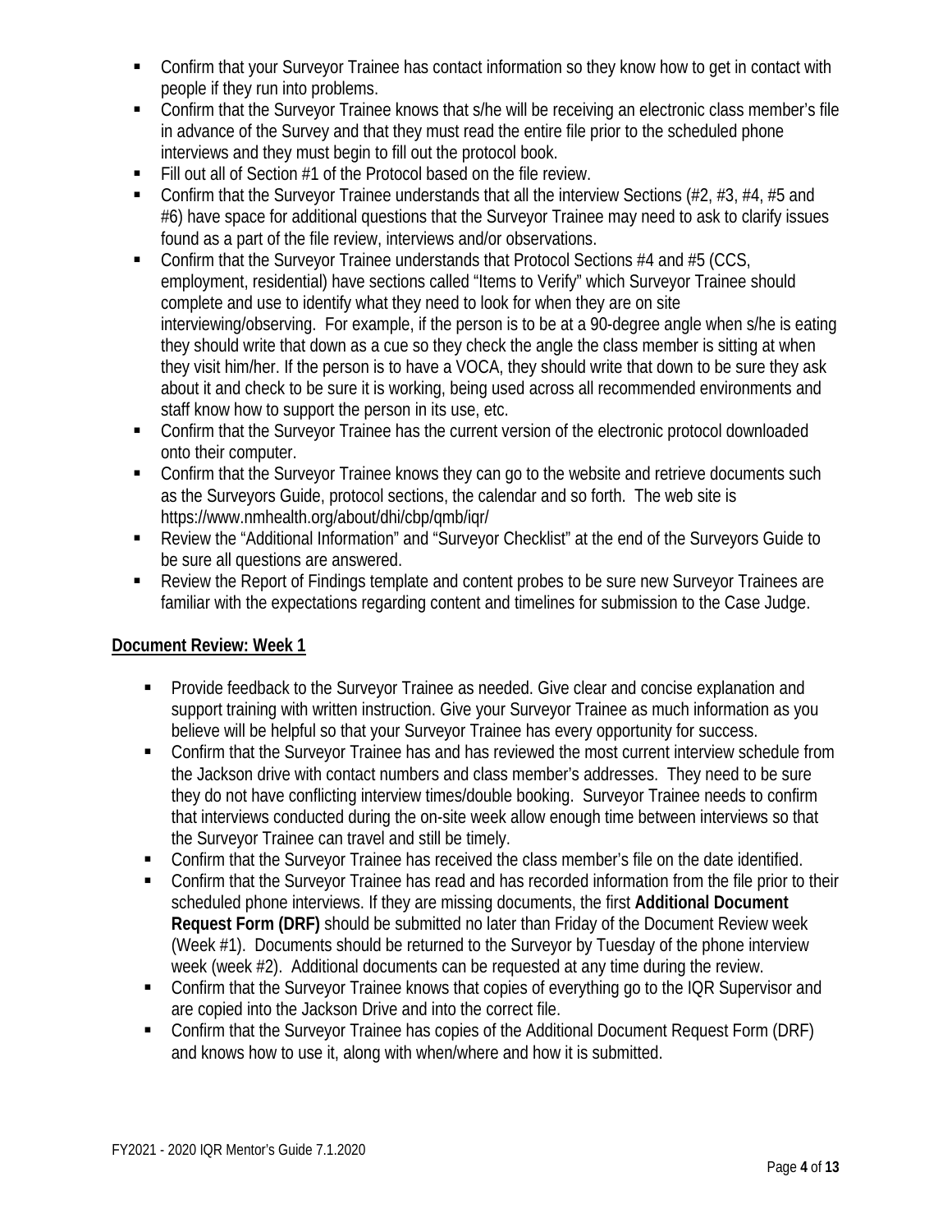- Confirm that your Surveyor Trainee has contact information so they know how to get in contact with people if they run into problems.
- Confirm that the Surveyor Trainee knows that s/he will be receiving an electronic class member's file in advance of the Survey and that they must read the entire file prior to the scheduled phone interviews and they must begin to fill out the protocol book.
- Fill out all of Section #1 of the Protocol based on the file review.
- Confirm that the Surveyor Trainee understands that all the interview Sections (#2, #3, #4, #5 and #6) have space for additional questions that the Surveyor Trainee may need to ask to clarify issues found as a part of the file review, interviews and/or observations.
- Confirm that the Surveyor Trainee understands that Protocol Sections #4 and #5 (CCS, employment, residential) have sections called "Items to Verify" which Surveyor Trainee should complete and use to identify what they need to look for when they are on site interviewing/observing. For example, if the person is to be at a 90-degree angle when s/he is eating they should write that down as a cue so they check the angle the class member is sitting at when they visit him/her. If the person is to have a VOCA, they should write that down to be sure they ask about it and check to be sure it is working, being used across all recommended environments and staff know how to support the person in its use, etc.
- Confirm that the Surveyor Trainee has the current version of the electronic protocol downloaded onto their computer.
- Confirm that the Surveyor Trainee knows they can go to the website and retrieve documents such as the Surveyors Guide, protocol sections, the calendar and so forth. The web site is https://www.nmhealth.org/about/dhi/cbp/qmb/iqr/
- Review the "Additional Information" and "Surveyor Checklist" at the end of the Surveyors Guide to be sure all questions are answered.
- Review the Report of Findings template and content probes to be sure new Surveyor Trainees are familiar with the expectations regarding content and timelines for submission to the Case Judge.

**Document Review: Week 1**

- Provide feedback to the Surveyor Trainee as needed. Give clear and concise explanation and support training with written instruction. Give your Surveyor Trainee as much information as you believe will be helpful so that your Surveyor Trainee has every opportunity for success.
- Confirm that the Surveyor Trainee has and has reviewed the most current interview schedule from the Jackson drive with contact numbers and class member's addresses. They need to be sure they do not have conflicting interview times/double booking. Surveyor Trainee needs to confirm that interviews conducted during the on-site week allow enough time between interviews so that the Surveyor Trainee can travel and still be timely.
- Confirm that the Surveyor Trainee has received the class member's file on the date identified.
- Confirm that the Surveyor Trainee has read and has recorded information from the file prior to their scheduled phone interviews. If they are missing documents, the first **Additional Document Request Form (DRF)** should be submitted no later than Friday of the Document Review week (Week #1). Documents should be returned to the Surveyor by Tuesday of the phone interview week (week #2). Additional documents can be requested at any time during the review.
- Confirm that the Surveyor Trainee knows that copies of everything go to the IQR Supervisor and are copied into the Jackson Drive and into the correct file.
- Confirm that the Surveyor Trainee has copies of the Additional Document Request Form (DRF) and knows how to use it, along with when/where and how it is submitted.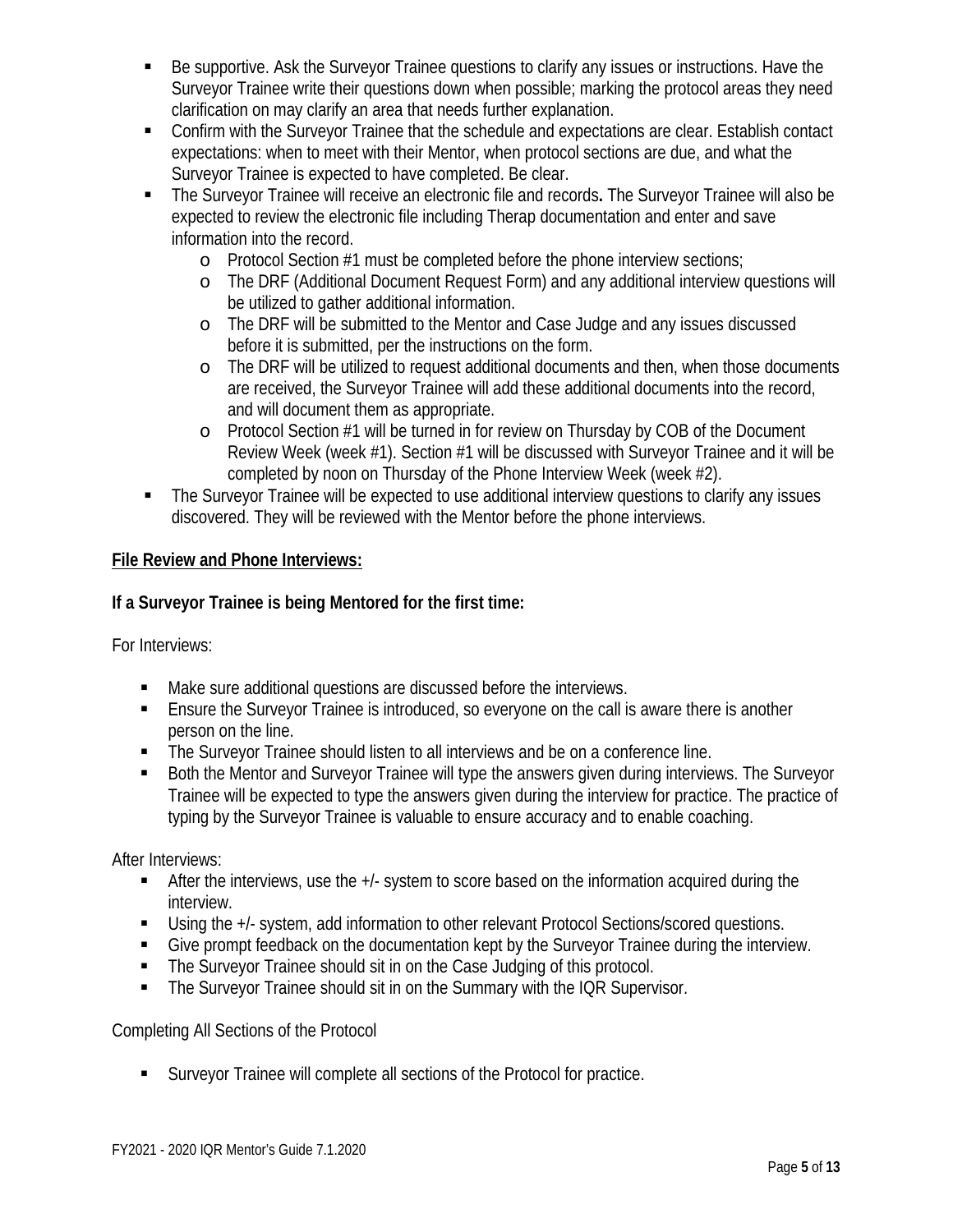- Be supportive. Ask the Surveyor Trainee questions to clarify any issues or instructions. Have the Surveyor Trainee write their questions down when possible; marking the protocol areas they need clarification on may clarify an area that needs further explanation.
- Confirm with the Surveyor Trainee that the schedule and expectations are clear. Establish contact expectations: when to meet with their Mentor, when protocol sections are due, and what the Surveyor Trainee is expected to have completed. Be clear.
- The Surveyor Trainee will receive an electronic file and records**.** The Surveyor Trainee will also be expected to review the electronic file including Therap documentation and enter and save information into the record.
  - Protocol Section #1 must be completed before the phone interview sections;
  - The DRF (Additional Document Request Form) and any additional interview questions will be utilized to gather additional information.
  - The DRF will be submitted to the Mentor and Case Judge and any issues discussed before it is submitted, per the instructions on the form.
  - The DRF will be utilized to request additional documents and then, when those documents are received, the Surveyor Trainee will add these additional documents into the record, and will document them as appropriate.
  - Protocol Section #1 will be turned in for review on Thursday by COB of the Document Review Week (week #1). Section #1 will be discussed with Surveyor Trainee and it will be completed by noon on Thursday of the Phone Interview Week (week #2).
- The Surveyor Trainee will be expected to use additional interview questions to clarify any issues discovered. They will be reviewed with the Mentor before the phone interviews.

**File Review and Phone Interviews:**

**If a Surveyor Trainee is being Mentored for the first time:**

For Interviews:

- Make sure additional questions are discussed before the interviews.
- Ensure the Surveyor Trainee is introduced, so everyone on the call is aware there is another person on the line.
- The Surveyor Trainee should listen to all interviews and be on a conference line.
- Both the Mentor and Surveyor Trainee will type the answers given during interviews. The Surveyor Trainee will be expected to type the answers given during the interview for practice. The practice of typing by the Surveyor Trainee is valuable to ensure accuracy and to enable coaching.

After Interviews:

- After the interviews, use the +/- system to score based on the information acquired during the interview.
- Using the +/- system, add information to other relevant Protocol Sections/scored questions.
- Give prompt feedback on the documentation kept by the Surveyor Trainee during the interview.
- The Surveyor Trainee should sit in on the Case Judging of this protocol.
- The Surveyor Trainee should sit in on the Summary with the IQR Supervisor.

Completing All Sections of the Protocol

- Surveyor Trainee will complete all sections of the Protocol for practice.

FY2021 - 2020 IQR Mentor's Guide 7.1.2020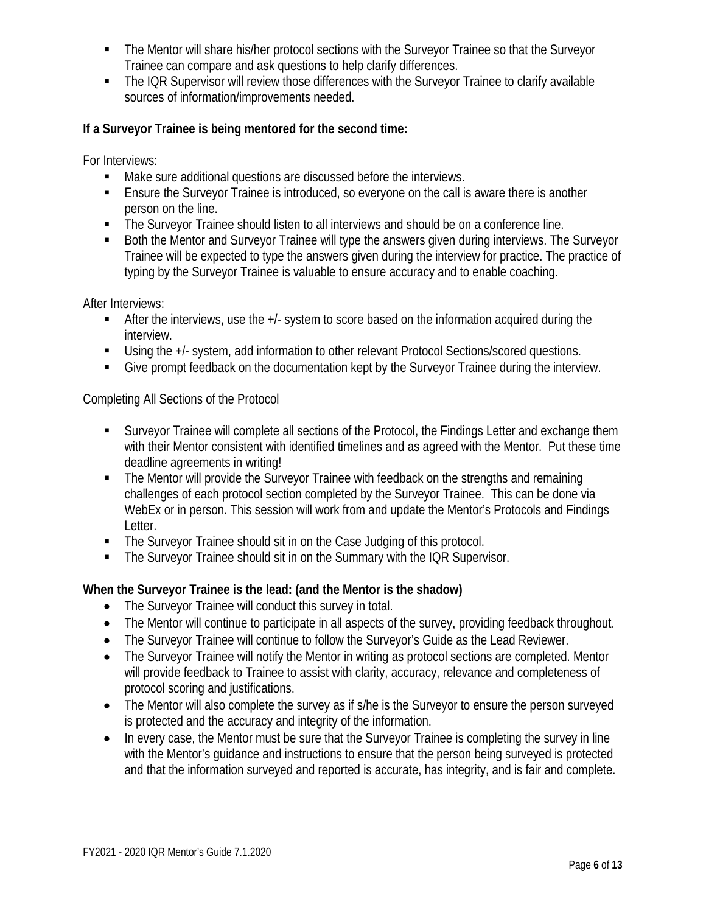- The Mentor will share his/her protocol sections with the Surveyor Trainee so that the Surveyor Trainee can compare and ask questions to help clarify differences.
- The IQR Supervisor will review those differences with the Surveyor Trainee to clarify available sources of information/improvements needed.

**If a Surveyor Trainee is being mentored for the second time:**

For Interviews:

- Make sure additional questions are discussed before the interviews.
- Ensure the Surveyor Trainee is introduced, so everyone on the call is aware there is another person on the line.
- The Surveyor Trainee should listen to all interviews and should be on a conference line.
- Both the Mentor and Surveyor Trainee will type the answers given during interviews. The Surveyor Trainee will be expected to type the answers given during the interview for practice. The practice of typing by the Surveyor Trainee is valuable to ensure accuracy and to enable coaching.

After Interviews:

- After the interviews, use the +/- system to score based on the information acquired during the interview.
- Using the +/- system, add information to other relevant Protocol Sections/scored questions.
- Give prompt feedback on the documentation kept by the Surveyor Trainee during the interview.

Completing All Sections of the Protocol

- Surveyor Trainee will complete all sections of the Protocol, the Findings Letter and exchange them with their Mentor consistent with identified timelines and as agreed with the Mentor. Put these time deadline agreements in writing!
- The Mentor will provide the Surveyor Trainee with feedback on the strengths and remaining challenges of each protocol section completed by the Surveyor Trainee. This can be done via WebEx or in person. This session will work from and update the Mentor's Protocols and Findings Letter.
- The Surveyor Trainee should sit in on the Case Judging of this protocol.
- The Surveyor Trainee should sit in on the Summary with the IQR Supervisor.

**When the Surveyor Trainee is the lead: (and the Mentor is the shadow)**

- The Surveyor Trainee will conduct this survey in total.
- The Mentor will continue to participate in all aspects of the survey, providing feedback throughout.
- The Surveyor Trainee will continue to follow the Surveyor's Guide as the Lead Reviewer.
- The Surveyor Trainee will notify the Mentor in writing as protocol sections are completed. Mentor will provide feedback to Trainee to assist with clarity, accuracy, relevance and completeness of protocol scoring and justifications.
- The Mentor will also complete the survey as if s/he is the Surveyor to ensure the person surveyed is protected and the accuracy and integrity of the information.
- In every case, the Mentor must be sure that the Surveyor Trainee is completing the survey in line with the Mentor's guidance and instructions to ensure that the person being surveyed is protected and that the information surveyed and reported is accurate, has integrity, and is fair and complete.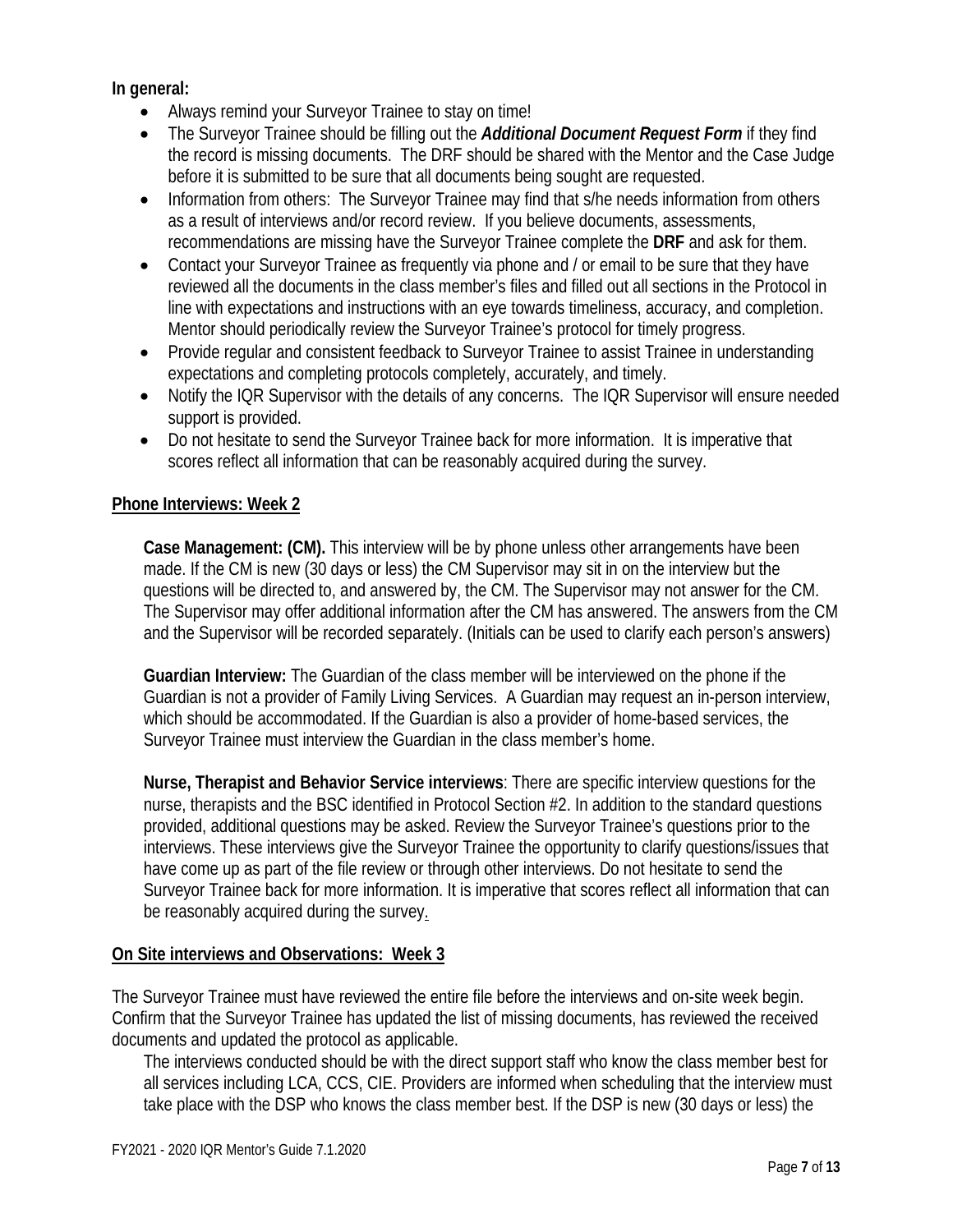**In general:**

- Always remind your Surveyor Trainee to stay on time!
- The Surveyor Trainee should be filling out the ***Additional Document Request Form*** if they find the record is missing documents. The DRF should be shared with the Mentor and the Case Judge before it is submitted to be sure that all documents being sought are requested.
- Information from others: The Surveyor Trainee may find that s/he needs information from others as a result of interviews and/or record review. If you believe documents, assessments, recommendations are missing have the Surveyor Trainee complete the **DRF** and ask for them.
- Contact your Surveyor Trainee as frequently via phone and / or email to be sure that they have reviewed all the documents in the class member's files and filled out all sections in the Protocol in line with expectations and instructions with an eye towards timeliness, accuracy, and completion. Mentor should periodically review the Surveyor Trainee's protocol for timely progress.
- Provide regular and consistent feedback to Surveyor Trainee to assist Trainee in understanding expectations and completing protocols completely, accurately, and timely.
- Notify the IQR Supervisor with the details of any concerns. The IQR Supervisor will ensure needed support is provided.
- Do not hesitate to send the Surveyor Trainee back for more information. It is imperative that scores reflect all information that can be reasonably acquired during the survey.

**Phone Interviews: Week 2**

**Case Management: (CM).** This interview will be by phone unless other arrangements have been made. If the CM is new (30 days or less) the CM Supervisor may sit in on the interview but the questions will be directed to, and answered by, the CM. The Supervisor may not answer for the CM. The Supervisor may offer additional information after the CM has answered. The answers from the CM and the Supervisor will be recorded separately. (Initials can be used to clarify each person's answers)

**Guardian Interview:** The Guardian of the class member will be interviewed on the phone if the Guardian is not a provider of Family Living Services. A Guardian may request an in-person interview, which should be accommodated. If the Guardian is also a provider of home-based services, the Surveyor Trainee must interview the Guardian in the class member's home.

**Nurse, Therapist and Behavior Service interviews**: There are specific interview questions for the nurse, therapists and the BSC identified in Protocol Section #2. In addition to the standard questions provided, additional questions may be asked. Review the Surveyor Trainee's questions prior to the interviews. These interviews give the Surveyor Trainee the opportunity to clarify questions/issues that have come up as part of the file review or through other interviews. Do not hesitate to send the Surveyor Trainee back for more information. It is imperative that scores reflect all information that can be reasonably acquired during the survey.

**On Site interviews and Observations: Week 3**

The Surveyor Trainee must have reviewed the entire file before the interviews and on-site week begin. Confirm that the Surveyor Trainee has updated the list of missing documents, has reviewed the received documents and updated the protocol as applicable.

The interviews conducted should be with the direct support staff who know the class member best for all services including LCA, CCS, CIE. Providers are informed when scheduling that the interview must take place with the DSP who knows the class member best. If the DSP is new (30 days or less) the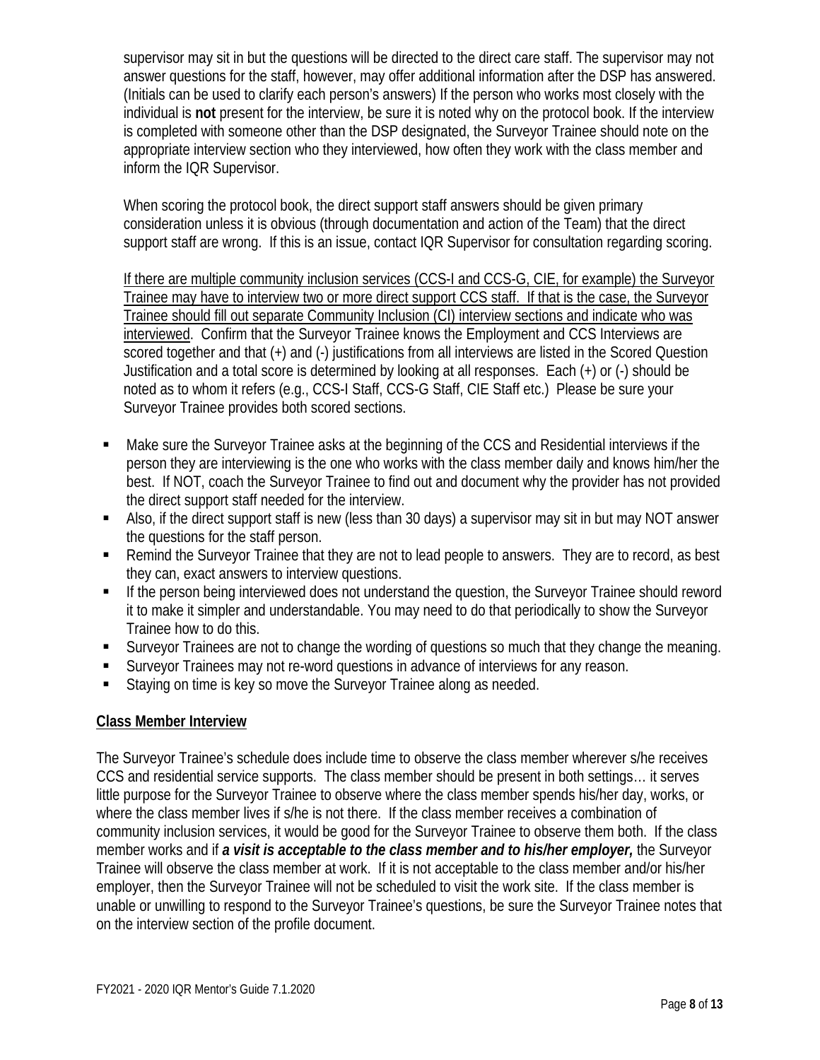supervisor may sit in but the questions will be directed to the direct care staff. The supervisor may not answer questions for the staff, however, may offer additional information after the DSP has answered. (Initials can be used to clarify each person's answers) If the person who works most closely with the individual is **not** present for the interview, be sure it is noted why on the protocol book. If the interview is completed with someone other than the DSP designated, the Surveyor Trainee should note on the appropriate interview section who they interviewed, how often they work with the class member and inform the IQR Supervisor.

When scoring the protocol book, the direct support staff answers should be given primary consideration unless it is obvious (through documentation and action of the Team) that the direct support staff are wrong. If this is an issue, contact IQR Supervisor for consultation regarding scoring.

<u>If there are multiple community inclusion services (CCS-I and CCS-G, CIE, for example) the Surveyor Trainee may have to interview two or more direct support CCS staff. If that is the case, the Surveyor Trainee should fill out separate Community Inclusion (CI) interview sections and indicate who was interviewed</u>. Confirm that the Surveyor Trainee knows the Employment and CCS Interviews are scored together and that (+) and (-) justifications from all interviews are listed in the Scored Question Justification and a total score is determined by looking at all responses. Each (+) or (-) should be noted as to whom it refers (e.g., CCS-I Staff, CCS-G Staff, CIE Staff etc.) Please be sure your Surveyor Trainee provides both scored sections.

- Make sure the Surveyor Trainee asks at the beginning of the CCS and Residential interviews if the person they are interviewing is the one who works with the class member daily and knows him/her the best. If NOT, coach the Surveyor Trainee to find out and document why the provider has not provided the direct support staff needed for the interview.
- Also, if the direct support staff is new (less than 30 days) a supervisor may sit in but may NOT answer the questions for the staff person.
- Remind the Surveyor Trainee that they are not to lead people to answers. They are to record, as best they can, exact answers to interview questions.
- If the person being interviewed does not understand the question, the Surveyor Trainee should reword it to make it simpler and understandable. You may need to do that periodically to show the Surveyor Trainee how to do this.
- Surveyor Trainees are not to change the wording of questions so much that they change the meaning.
- Surveyor Trainees may not re-word questions in advance of interviews for any reason.
- Staying on time is key so move the Surveyor Trainee along as needed.

## <u>Class Member Interview</u>

The Surveyor Trainee's schedule does include time to observe the class member wherever s/he receives CCS and residential service supports. The class member should be present in both settings… it serves little purpose for the Surveyor Trainee to observe where the class member spends his/her day, works, or where the class member lives if s/he is not there. If the class member receives a combination of community inclusion services, it would be good for the Surveyor Trainee to observe them both. If the class member works and if ***a visit is acceptable to the class member and to his/her employer,*** the Surveyor Trainee will observe the class member at work. If it is not acceptable to the class member and/or his/her employer, then the Surveyor Trainee will not be scheduled to visit the work site. If the class member is unable or unwilling to respond to the Surveyor Trainee's questions, be sure the Surveyor Trainee notes that on the interview section of the profile document.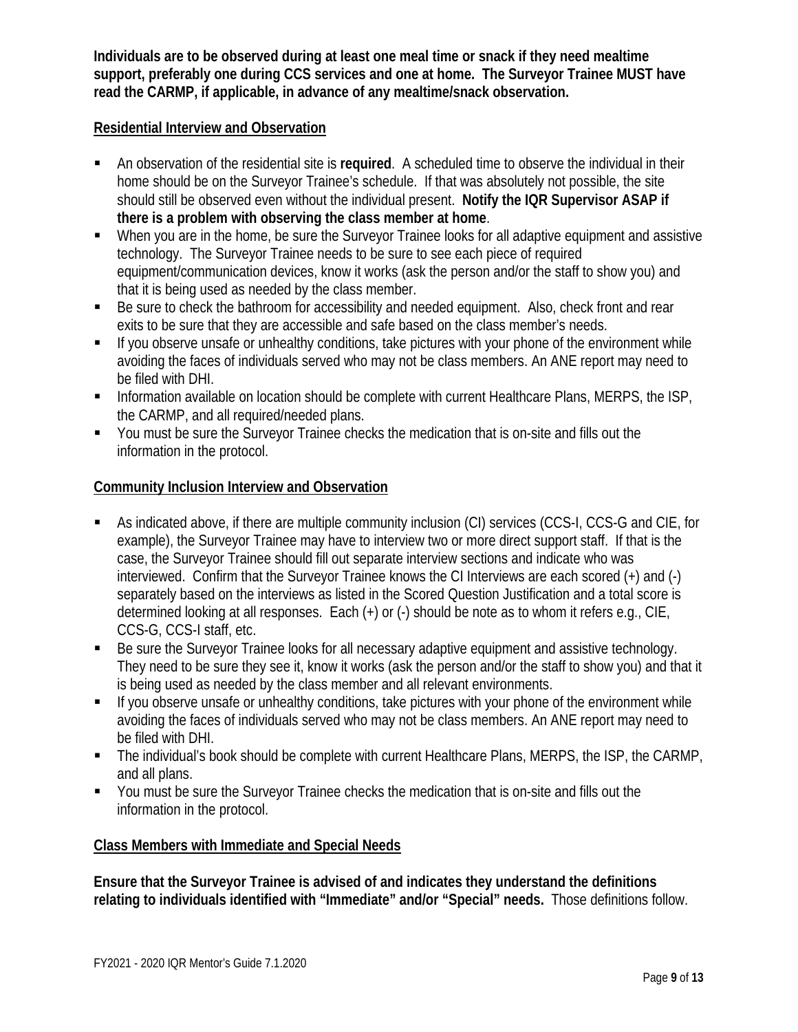**Individuals are to be observed during at least one meal time or snack if they need mealtime support, preferably one during CCS services and one at home. The Surveyor Trainee MUST have read the CARMP, if applicable, in advance of any mealtime/snack observation.**

**Residential Interview and Observation**

- An observation of the residential site is **required**. A scheduled time to observe the individual in their home should be on the Surveyor Trainee's schedule. If that was absolutely not possible, the site should still be observed even without the individual present. **Notify the IQR Supervisor ASAP if there is a problem with observing the class member at home**.
- When you are in the home, be sure the Surveyor Trainee looks for all adaptive equipment and assistive technology. The Surveyor Trainee needs to be sure to see each piece of required equipment/communication devices, know it works (ask the person and/or the staff to show you) and that it is being used as needed by the class member.
- Be sure to check the bathroom for accessibility and needed equipment. Also, check front and rear exits to be sure that they are accessible and safe based on the class member's needs.
- If you observe unsafe or unhealthy conditions, take pictures with your phone of the environment while avoiding the faces of individuals served who may not be class members. An ANE report may need to be filed with DHI.
- Information available on location should be complete with current Healthcare Plans, MERPS, the ISP, the CARMP, and all required/needed plans.
- You must be sure the Surveyor Trainee checks the medication that is on-site and fills out the information in the protocol.

**Community Inclusion Interview and Observation**

- As indicated above, if there are multiple community inclusion (CI) services (CCS-I, CCS-G and CIE, for example), the Surveyor Trainee may have to interview two or more direct support staff. If that is the case, the Surveyor Trainee should fill out separate interview sections and indicate who was interviewed. Confirm that the Surveyor Trainee knows the CI Interviews are each scored (+) and (-) separately based on the interviews as listed in the Scored Question Justification and a total score is determined looking at all responses. Each (+) or (-) should be note as to whom it refers e.g., CIE, CCS-G, CCS-I staff, etc.
- Be sure the Surveyor Trainee looks for all necessary adaptive equipment and assistive technology. They need to be sure they see it, know it works (ask the person and/or the staff to show you) and that it is being used as needed by the class member and all relevant environments.
- If you observe unsafe or unhealthy conditions, take pictures with your phone of the environment while avoiding the faces of individuals served who may not be class members. An ANE report may need to be filed with DHI.
- The individual's book should be complete with current Healthcare Plans, MERPS, the ISP, the CARMP, and all plans.
- You must be sure the Surveyor Trainee checks the medication that is on-site and fills out the information in the protocol.

**Class Members with Immediate and Special Needs**

**Ensure that the Surveyor Trainee is advised of and indicates they understand the definitions relating to individuals identified with "Immediate" and/or "Special" needs.** Those definitions follow.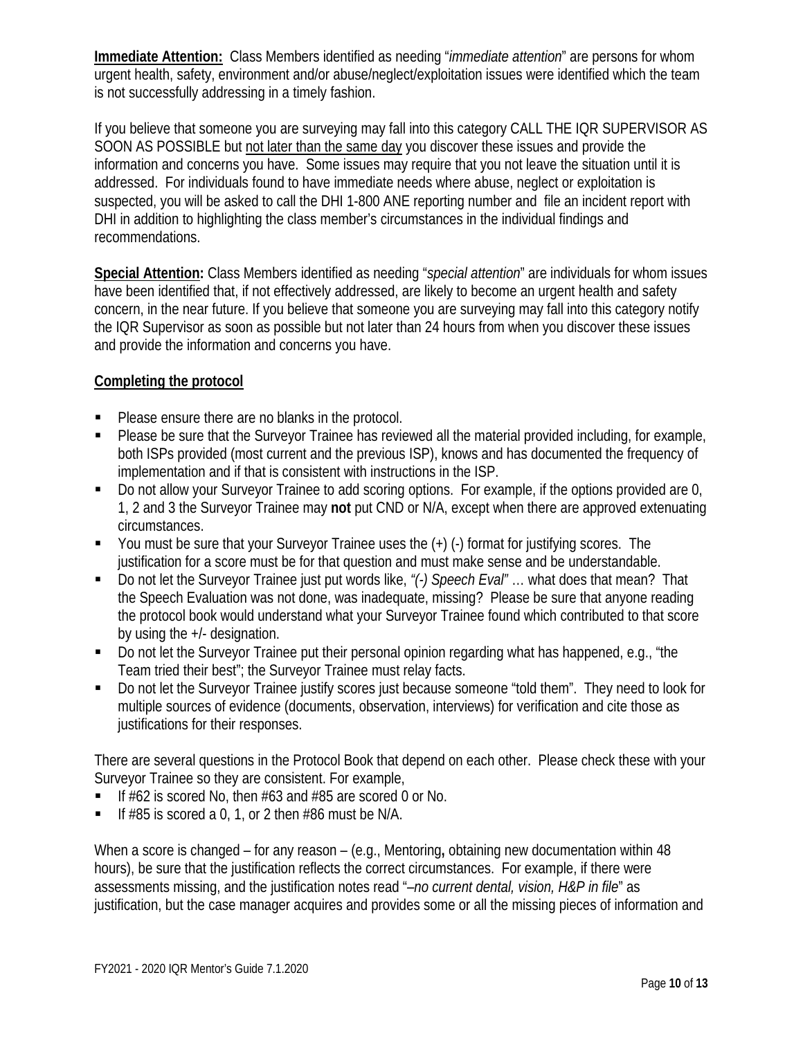**Immediate Attention:** Class Members identified as needing "*immediate attention*" are persons for whom urgent health, safety, environment and/or abuse/neglect/exploitation issues were identified which the team is not successfully addressing in a timely fashion.

If you believe that someone you are surveying may fall into this category CALL THE IQR SUPERVISOR AS SOON AS POSSIBLE but <u>not later than the same day</u> you discover these issues and provide the information and concerns you have. Some issues may require that you not leave the situation until it is addressed. For individuals found to have immediate needs where abuse, neglect or exploitation is suspected, you will be asked to call the DHI 1-800 ANE reporting number and file an incident report with DHI in addition to highlighting the class member's circumstances in the individual findings and recommendations.

**Special Attention:** Class Members identified as needing "*special attention*" are individuals for whom issues have been identified that, if not effectively addressed, are likely to become an urgent health and safety concern, in the near future. If you believe that someone you are surveying may fall into this category notify the IQR Supervisor as soon as possible but not later than 24 hours from when you discover these issues and provide the information and concerns you have.

**Completing the protocol**

- Please ensure there are no blanks in the protocol.
- Please be sure that the Surveyor Trainee has reviewed all the material provided including, for example, both ISPs provided (most current and the previous ISP), knows and has documented the frequency of implementation and if that is consistent with instructions in the ISP.
- Do not allow your Surveyor Trainee to add scoring options. For example, if the options provided are 0, 1, 2 and 3 the Surveyor Trainee may **not** put CND or N/A, except when there are approved extenuating circumstances.
- You must be sure that your Surveyor Trainee uses the (+) (-) format for justifying scores. The justification for a score must be for that question and must make sense and be understandable.
- Do not let the Surveyor Trainee just put words like, *"(-) Speech Eval"* … what does that mean? That the Speech Evaluation was not done, was inadequate, missing? Please be sure that anyone reading the protocol book would understand what your Surveyor Trainee found which contributed to that score by using the +/- designation.
- Do not let the Surveyor Trainee put their personal opinion regarding what has happened, e.g., "the Team tried their best"; the Surveyor Trainee must relay facts.
- Do not let the Surveyor Trainee justify scores just because someone "told them". They need to look for multiple sources of evidence (documents, observation, interviews) for verification and cite those as justifications for their responses.

There are several questions in the Protocol Book that depend on each other. Please check these with your Surveyor Trainee so they are consistent. For example,

- If #62 is scored No, then #63 and #85 are scored 0 or No.
- If #85 is scored a 0, 1, or 2 then #86 must be N/A.

When a score is changed – for any reason – (e.g., Mentoring**,** obtaining new documentation within 48 hours), be sure that the justification reflects the correct circumstances. For example, if there were assessments missing, and the justification notes read "*–no current dental, vision, H&P in file*" as justification, but the case manager acquires and provides some or all the missing pieces of information and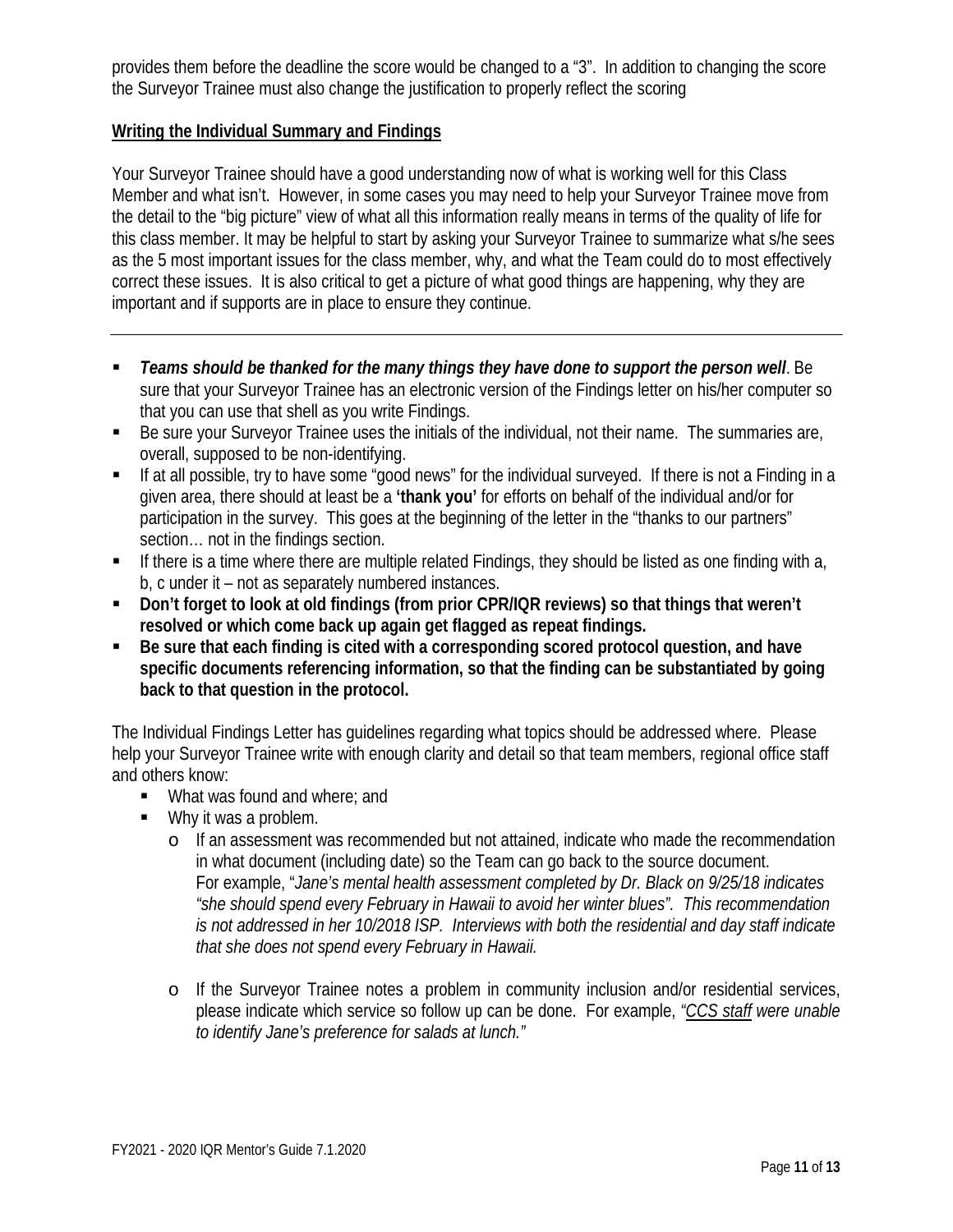provides them before the deadline the score would be changed to a "3". In addition to changing the score the Surveyor Trainee must also change the justification to properly reflect the scoring

**Writing the Individual Summary and Findings**

Your Surveyor Trainee should have a good understanding now of what is working well for this Class Member and what isn't. However, in some cases you may need to help your Surveyor Trainee move from the detail to the "big picture" view of what all this information really means in terms of the quality of life for this class member. It may be helpful to start by asking your Surveyor Trainee to summarize what s/he sees as the 5 most important issues for the class member, why, and what the Team could do to most effectively correct these issues. It is also critical to get a picture of what good things are happening, why they are important and if supports are in place to ensure they continue.

---

- ***Teams should be thanked for the many things they have done to support the person well***. Be sure that your Surveyor Trainee has an electronic version of the Findings letter on his/her computer so that you can use that shell as you write Findings.
- Be sure your Surveyor Trainee uses the initials of the individual, not their name. The summaries are, overall, supposed to be non-identifying.
- If at all possible, try to have some "good news" for the individual surveyed. If there is not a Finding in a given area, there should at least be a **'thank you'** for efforts on behalf of the individual and/or for participation in the survey. This goes at the beginning of the letter in the "thanks to our partners" section… not in the findings section.
- If there is a time where there are multiple related Findings, they should be listed as one finding with a, b, c under it – not as separately numbered instances.
- **Don't forget to look at old findings (from prior CPR/IQR reviews) so that things that weren't resolved or which come back up again get flagged as repeat findings.**
- **Be sure that each finding is cited with a corresponding scored protocol question, and have specific documents referencing information, so that the finding can be substantiated by going back to that question in the protocol.**

The Individual Findings Letter has guidelines regarding what topics should be addressed where. Please help your Surveyor Trainee write with enough clarity and detail so that team members, regional office staff and others know:

- What was found and where; and
- Why it was a problem.
  - If an assessment was recommended but not attained, indicate who made the recommendation in what document (including date) so the Team can go back to the source document. For example, "*Jane's mental health assessment completed by Dr. Black on 9/25/18 indicates "she should spend every February in Hawaii to avoid her winter blues". This recommendation is not addressed in her 10/2018 ISP. Interviews with both the residential and day staff indicate that she does not spend every February in Hawaii.*
  - If the Surveyor Trainee notes a problem in community inclusion and/or residential services, please indicate which service so follow up can be done. For example, *"CCS staff were unable to identify Jane's preference for salads at lunch."*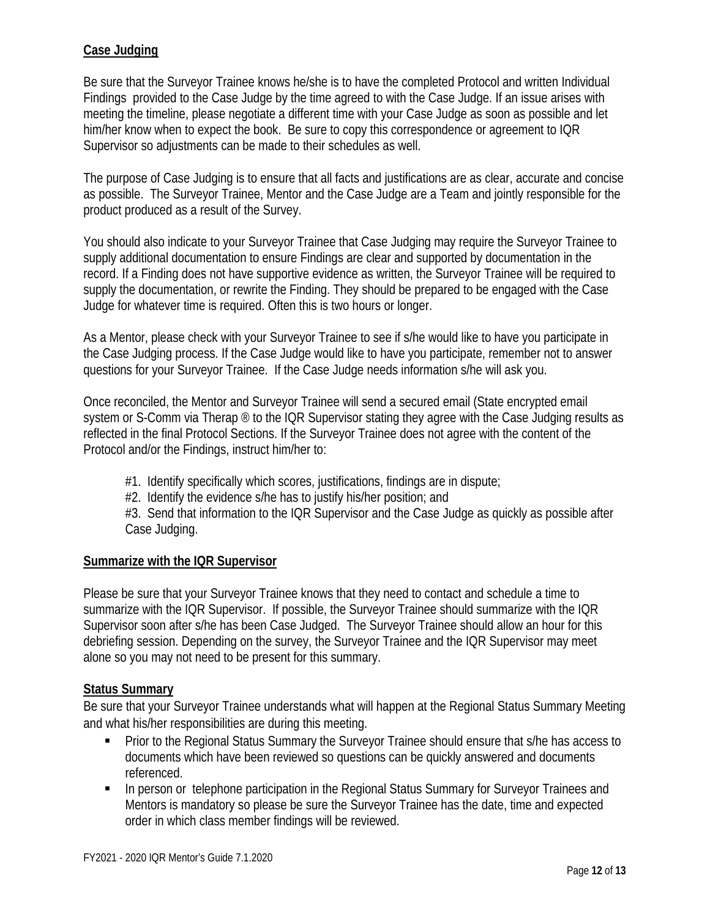**Case Judging**

Be sure that the Surveyor Trainee knows he/she is to have the completed Protocol and written Individual Findings provided to the Case Judge by the time agreed to with the Case Judge. If an issue arises with meeting the timeline, please negotiate a different time with your Case Judge as soon as possible and let him/her know when to expect the book. Be sure to copy this correspondence or agreement to IQR Supervisor so adjustments can be made to their schedules as well.

The purpose of Case Judging is to ensure that all facts and justifications are as clear, accurate and concise as possible. The Surveyor Trainee, Mentor and the Case Judge are a Team and jointly responsible for the product produced as a result of the Survey.

You should also indicate to your Surveyor Trainee that Case Judging may require the Surveyor Trainee to supply additional documentation to ensure Findings are clear and supported by documentation in the record. If a Finding does not have supportive evidence as written, the Surveyor Trainee will be required to supply the documentation, or rewrite the Finding. They should be prepared to be engaged with the Case Judge for whatever time is required. Often this is two hours or longer.

As a Mentor, please check with your Surveyor Trainee to see if s/he would like to have you participate in the Case Judging process. If the Case Judge would like to have you participate, remember not to answer questions for your Surveyor Trainee. If the Case Judge needs information s/he will ask you.

Once reconciled, the Mentor and Surveyor Trainee will send a secured email (State encrypted email system or S-Comm via Therap ® to the IQR Supervisor stating they agree with the Case Judging results as reflected in the final Protocol Sections. If the Surveyor Trainee does not agree with the content of the Protocol and/or the Findings, instruct him/her to:

#1. Identify specifically which scores, justifications, findings are in dispute;
#2. Identify the evidence s/he has to justify his/her position; and
#3. Send that information to the IQR Supervisor and the Case Judge as quickly as possible after Case Judging.

**Summarize with the IQR Supervisor**

Please be sure that your Surveyor Trainee knows that they need to contact and schedule a time to summarize with the IQR Supervisor. If possible, the Surveyor Trainee should summarize with the IQR Supervisor soon after s/he has been Case Judged. The Surveyor Trainee should allow an hour for this debriefing session. Depending on the survey, the Surveyor Trainee and the IQR Supervisor may meet alone so you may not need to be present for this summary.

**Status Summary**

Be sure that your Surveyor Trainee understands what will happen at the Regional Status Summary Meeting and what his/her responsibilities are during this meeting.

- Prior to the Regional Status Summary the Surveyor Trainee should ensure that s/he has access to documents which have been reviewed so questions can be quickly answered and documents referenced.
- In person or telephone participation in the Regional Status Summary for Surveyor Trainees and Mentors is mandatory so please be sure the Surveyor Trainee has the date, time and expected order in which class member findings will be reviewed.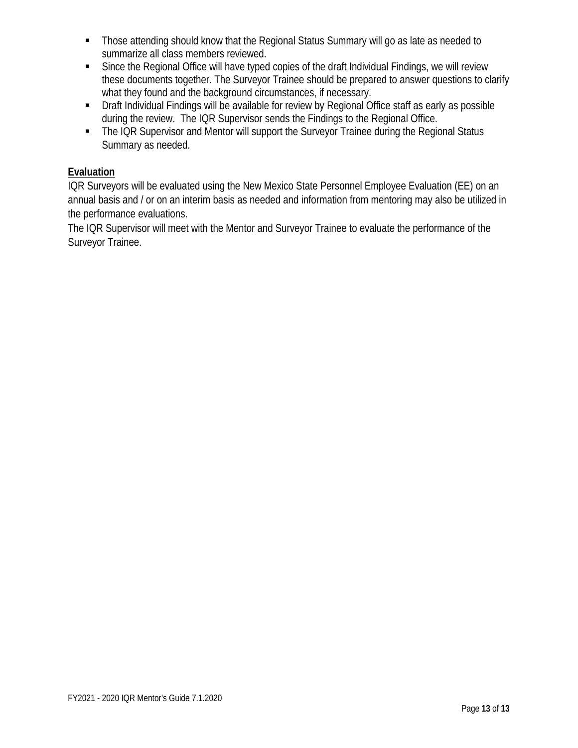- Those attending should know that the Regional Status Summary will go as late as needed to summarize all class members reviewed.
- Since the Regional Office will have typed copies of the draft Individual Findings, we will review these documents together. The Surveyor Trainee should be prepared to answer questions to clarify what they found and the background circumstances, if necessary.
- Draft Individual Findings will be available for review by Regional Office staff as early as possible during the review. The IQR Supervisor sends the Findings to the Regional Office.
- The IQR Supervisor and Mentor will support the Surveyor Trainee during the Regional Status Summary as needed.

**Evaluation**

IQR Surveyors will be evaluated using the New Mexico State Personnel Employee Evaluation (EE) on an annual basis and / or on an interim basis as needed and information from mentoring may also be utilized in the performance evaluations.

The IQR Supervisor will meet with the Mentor and Surveyor Trainee to evaluate the performance of the Surveyor Trainee.